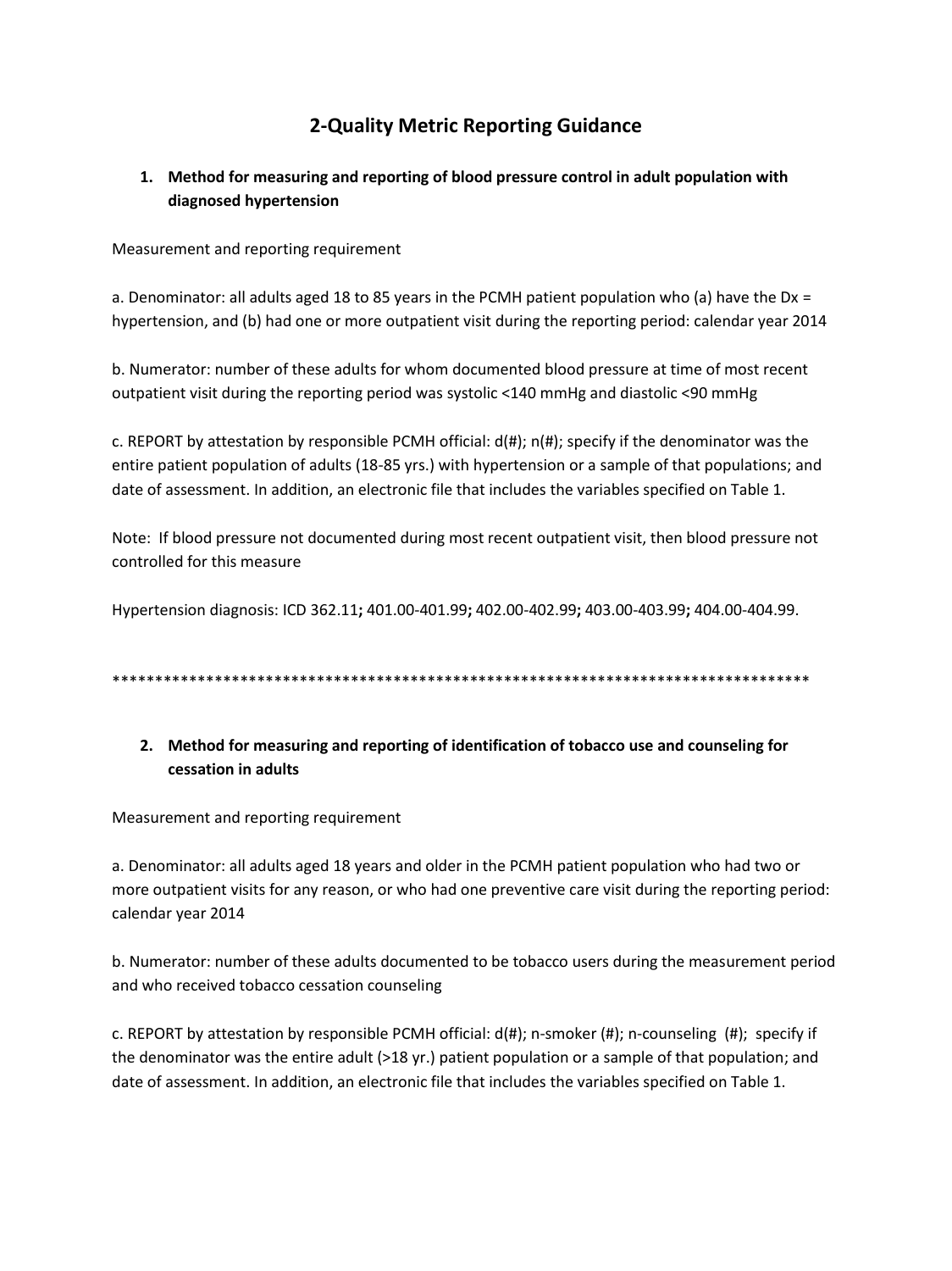# 2-Quality Metric Reporting Guidance

1. **Method for measuring and reporting of blood pressure control in adult population with diagnosed hypertension**

Measurement and reporting requirement

a. Denominator: all adults aged 18 to 85 years in the PCMH patient population who (a) have the Dx = hypertension, and (b) had one or more outpatient visit during the reporting period: calendar year 2014

b. Numerator: number of these adults for whom documented blood pressure at time of most recent outpatient visit during the reporting period was systolic <140 mmHg and diastolic <90 mmHg

c. REPORT by attestation by responsible PCMH official: d(#); n(#); specify if the denominator was the entire patient population of adults (18-85 yrs.) with hypertension or a sample of that populations; and date of assessment. In addition, an electronic file that includes the variables specified on Table 1.

Note: If blood pressure not documented during most recent outpatient visit, then blood pressure not controlled for this measure

Hypertension diagnosis: ICD 362.11**;** 401.00-401.99**;** 402.00-402.99**;** 403.00-403.99**;** 404.00-404.99.

************************************************************************************

2. **Method for measuring and reporting of identification of tobacco use and counseling for cessation in adults**

Measurement and reporting requirement

a. Denominator: all adults aged 18 years and older in the PCMH patient population who had two or more outpatient visits for any reason, or who had one preventive care visit during the reporting period: calendar year 2014

b. Numerator: number of these adults documented to be tobacco users during the measurement period and who received tobacco cessation counseling

c. REPORT by attestation by responsible PCMH official: d(#); n-smoker (#); n-counseling (#); specify if the denominator was the entire adult (>18 yr.) patient population or a sample of that population; and date of assessment. In addition, an electronic file that includes the variables specified on Table 1.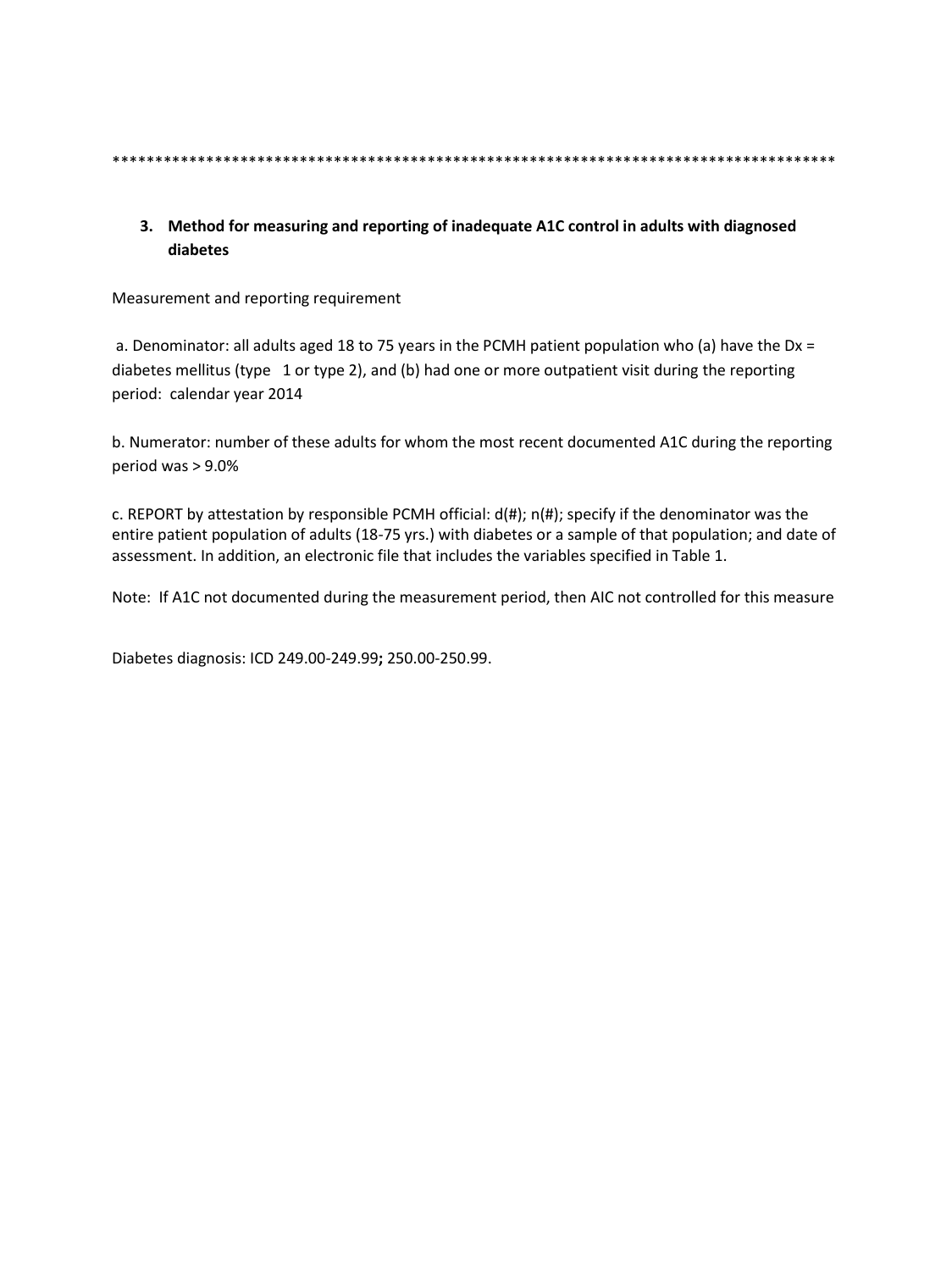*************************************************************************************

### 3. Method for measuring and reporting of inadequate A1C control in adults with diagnosed diabetes

Measurement and reporting requirement

a. Denominator: all adults aged 18 to 75 years in the PCMH patient population who (a) have the Dx = diabetes mellitus (type 1 or type 2), and (b) had one or more outpatient visit during the reporting period: calendar year 2014

b. Numerator: number of these adults for whom the most recent documented A1C during the reporting period was > 9.0%

c. REPORT by attestation by responsible PCMH official: d(#); n(#); specify if the denominator was the entire patient population of adults (18-75 yrs.) with diabetes or a sample of that population; and date of assessment. In addition, an electronic file that includes the variables specified in Table 1.

Note: If A1C not documented during the measurement period, then AIC not controlled for this measure

Diabetes diagnosis: ICD 249.00-249.99**;** 250.00-250.99.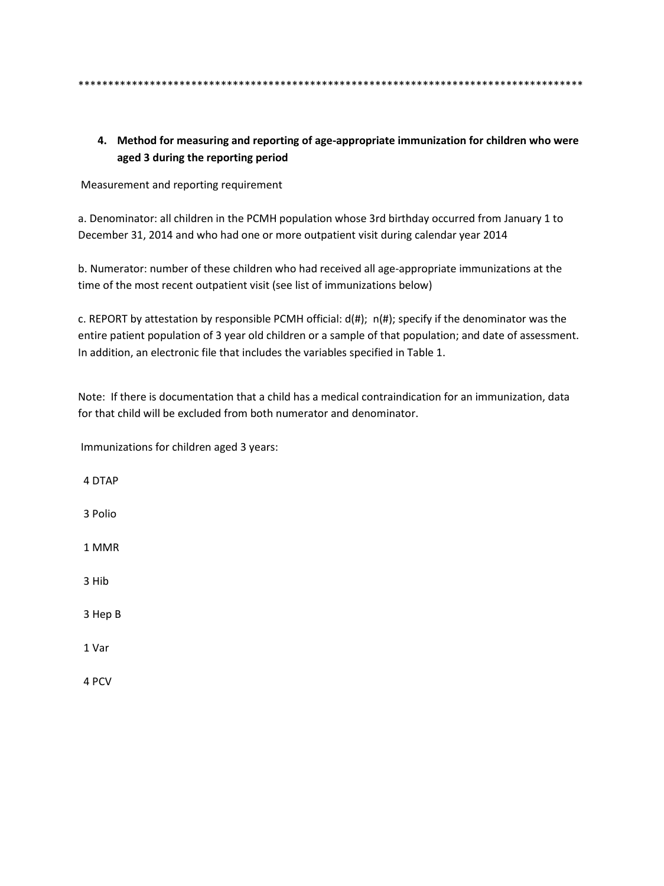*************************************************************************************

4. **Method for measuring and reporting of age-appropriate immunization for children who were aged 3 during the reporting period**

Measurement and reporting requirement

a. Denominator: all children in the PCMH population whose 3rd birthday occurred from January 1 to December 31, 2014 and who had one or more outpatient visit during calendar year 2014

b. Numerator: number of these children who had received all age-appropriate immunizations at the time of the most recent outpatient visit (see list of immunizations below)

c. REPORT by attestation by responsible PCMH official: d(#); n(#); specify if the denominator was the entire patient population of 3 year old children or a sample of that population; and date of assessment. In addition, an electronic file that includes the variables specified in Table 1.

Note: If there is documentation that a child has a medical contraindication for an immunization, data for that child will be excluded from both numerator and denominator.

Immunizations for children aged 3 years:

4 DTAP

3 Polio

1 MMR

3 Hib

3 Hep B

1 Var

4 PCV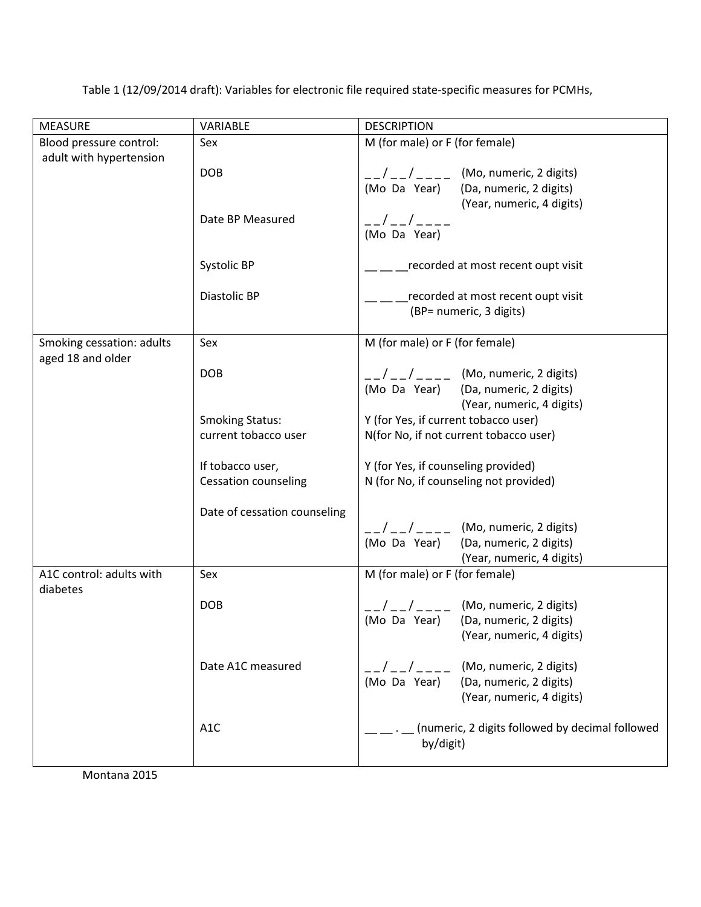Table 1 (12/09/2014 draft): Variables for electronic file required state-specific measures for PCMHs,

| MEASURE | VARIABLE | DESCRIPTION |
|---|---|---|
| Blood pressure control: adult with hypertension | Sex | M (for male) or F (for female) |
| | DOB | _ _/_ _/_ _ _ _ (Mo Da Year) (Mo, numeric, 2 digits) (Da, numeric, 2 digits) (Year, numeric, 4 digits) |
| | Date BP Measured | _ _/_ _/_ _ _ _ (Mo Da Year) |
| | Systolic BP | __ __ __recorded at most recent oupt visit |
| | Diastolic BP | __ __ __recorded at most recent oupt visit (BP= numeric, 3 digits) |
| Smoking cessation: adults aged 18 and older | Sex | M (for male) or F (for female) |
| | DOB | _ _/_ _/_ _ _ _ (Mo Da Year) (Mo, numeric, 2 digits) (Da, numeric, 2 digits) (Year, numeric, 4 digits) |
| | Smoking Status: current tobacco user | Y (for Yes, if current tobacco user) N(for No, if not current tobacco user) |
| | If tobacco user, Cessation counseling | Y (for Yes, if counseling provided) N (for No, if counseling not provided) |
| | Date of cessation counseling | _ _/_ _/_ _ _ _ (Mo Da Year) (Mo, numeric, 2 digits) (Da, numeric, 2 digits) (Year, numeric, 4 digits) |
| A1C control: adults with diabetes | Sex | M (for male) or F (for female) |
| | DOB | _ _/_ _/_ _ _ _ (Mo Da Year) (Mo, numeric, 2 digits) (Da, numeric, 2 digits) (Year, numeric, 4 digits) |
| | Date A1C measured | _ _/_ _/_ _ _ _ (Mo Da Year) (Mo, numeric, 2 digits) (Da, numeric, 2 digits) (Year, numeric, 4 digits) |
| | A1C | __ __ . __ (numeric, 2 digits followed by decimal followed by/digit) |

Montana 2015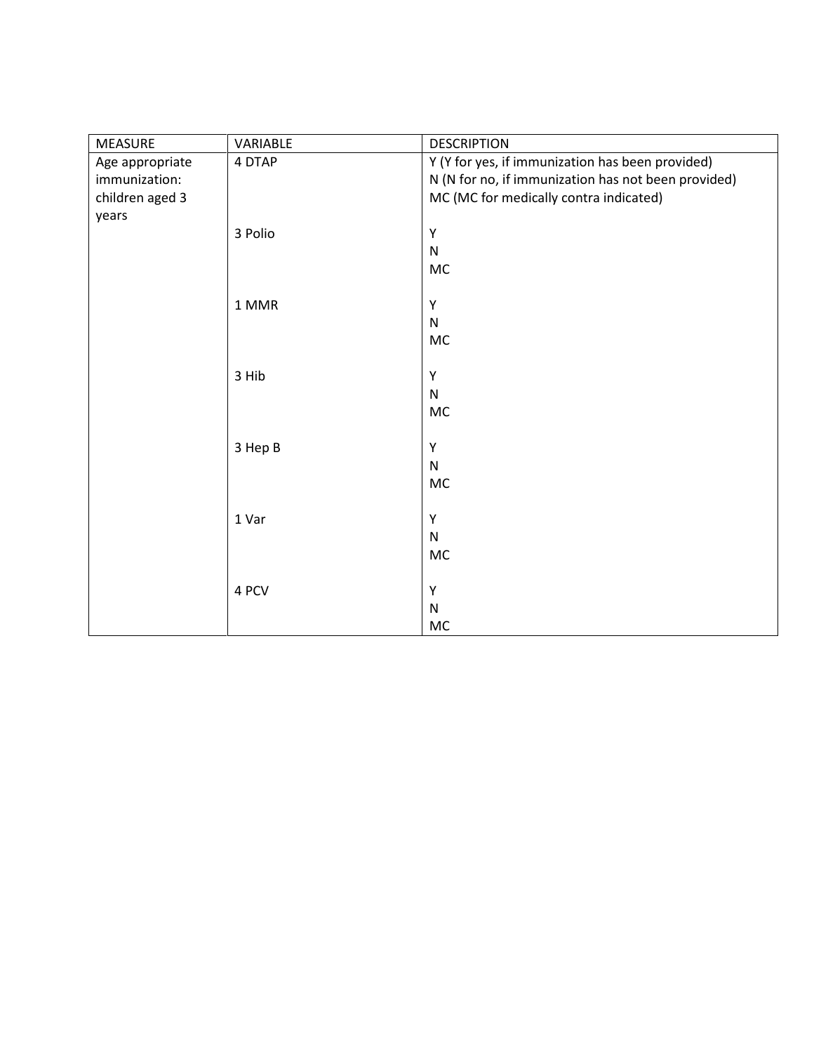| MEASURE | VARIABLE | DESCRIPTION |
| --- | --- | --- |
| Age appropriate immunization: children aged 3 years | 4 DTAP | Y (Y for yes, if immunization has been provided)<br>N (N for no, if immunization has not been provided)<br>MC (MC for medically contra indicated) |
| | 3 Polio | Y<br>N<br>MC |
| | 1 MMR | Y<br>N<br>MC |
| | 3 Hib | Y<br>N<br>MC |
| | 3 Hep B | Y<br>N<br>MC |
| | 1 Var | Y<br>N<br>MC |
| | 4 PCV | Y<br>N<br>MC |